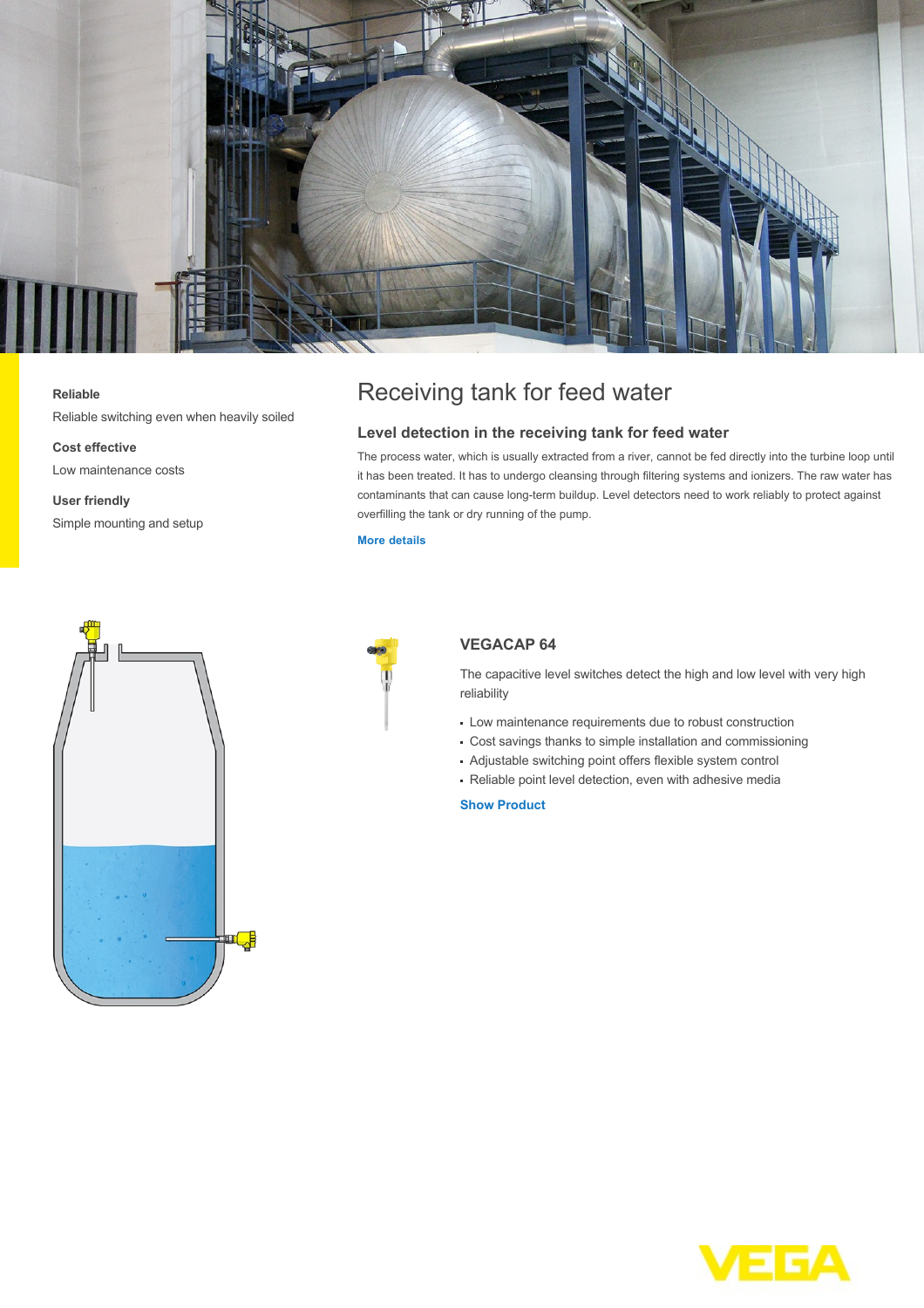**Reliable**

Reliable switching even when heavily soiled

**Cost effective**

Low maintenance costs

**User friendly**

Simple mounting and setup

# Receiving tank for feed water

## Level detection in the receiving tank for feed water

The process water, which is usually extracted from a river, cannot be fed directly into the turbine loop until it has been treated. It has to undergo cleansing through filtering systems and ionizers. The raw water has contaminants that can cause long-term buildup. Level detectors need to work reliably to protect against overfilling the tank or dry running of the pump.

More details

### VEGACAP 64

The capacitive level switches detect the high and low level with very high reliability

- Low maintenance requirements due to robust construction
- Cost savings thanks to simple installation and commissioning
- Adjustable switching point offers flexible system control
- Reliable point level detection, even with adhesive media

Show Product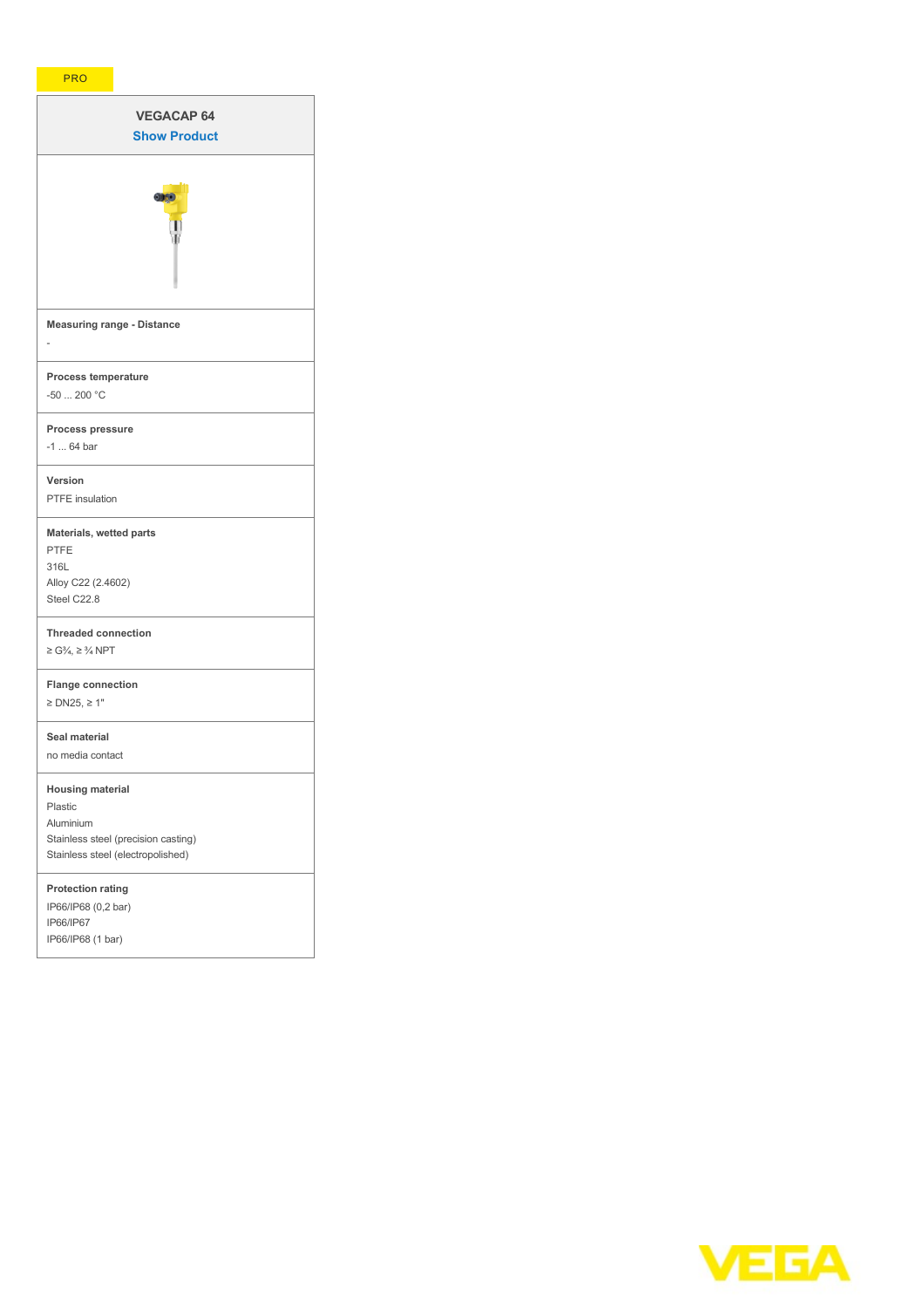PRO

## VEGACAP 64

Show Product

**Measuring range - Distance**

-

**Process temperature**

-50 ... 200 °C

**Process pressure**

-1 ... 64 bar

**Version**

PTFE insulation

**Materials, wetted parts**

PTFE
316L
Alloy C22 (2.4602)
Steel C22.8

**Threaded connection**

≥ G¾, ≥ ¾ NPT

**Flange connection**

≥ DN25, ≥ 1"

**Seal material**

no media contact

**Housing material**

Plastic
Aluminium
Stainless steel (precision casting)
Stainless steel (electropolished)

**Protection rating**

IP66/IP68 (0,2 bar)
IP66/IP67
IP66/IP68 (1 bar)